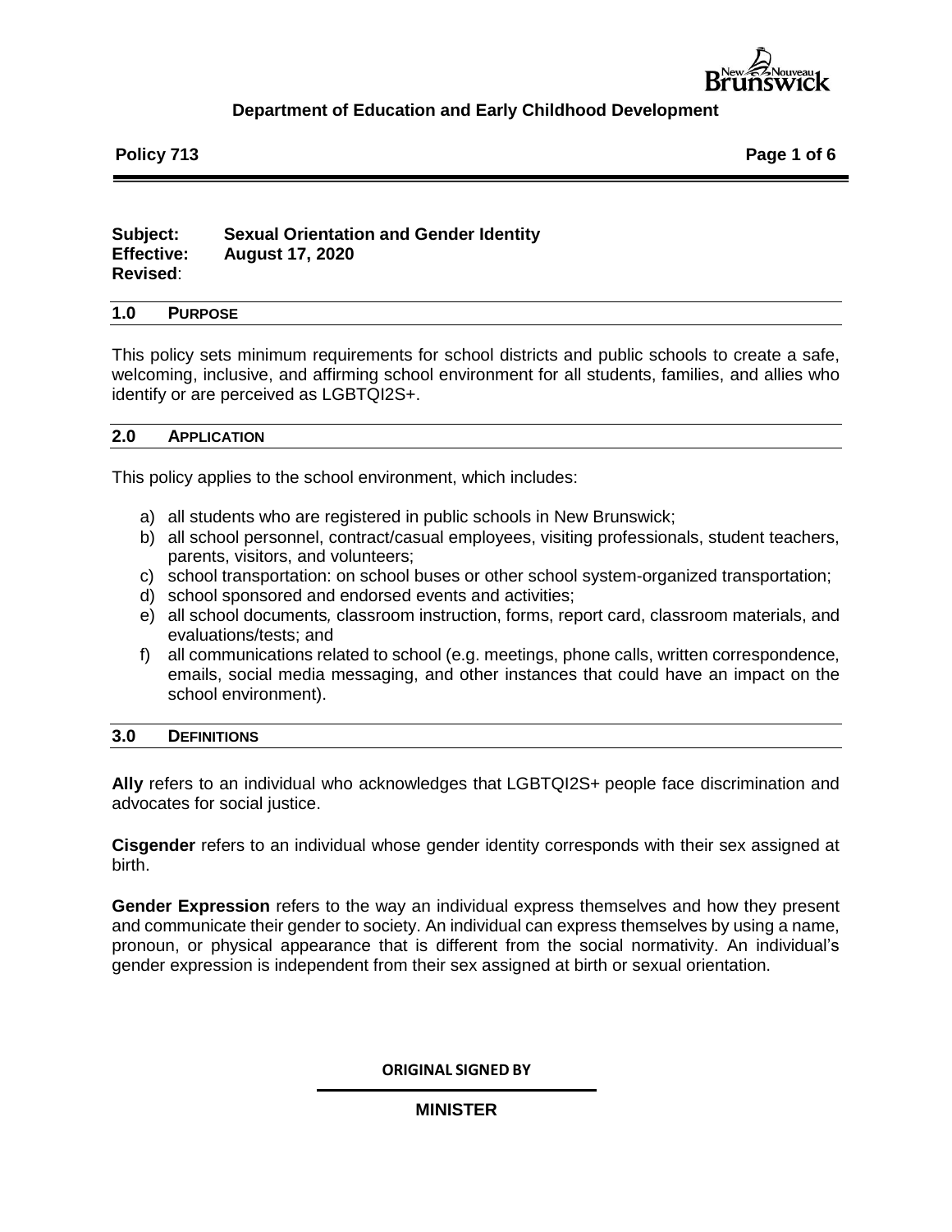**Department of Education and Early Childhood Development**

**Policy 713**

**Subject:** **Sexual Orientation and Gender Identity**
**Effective:** **August 17, 2020**
**Revised**:

## 1.0 PURPOSE

This policy sets minimum requirements for school districts and public schools to create a safe, welcoming, inclusive, and affirming school environment for all students, families, and allies who identify or are perceived as LGBTQI2S+.

## 2.0 APPLICATION

This policy applies to the school environment, which includes:

a) all students who are registered in public schools in New Brunswick;
b) all school personnel, contract/casual employees, visiting professionals, student teachers, parents, visitors, and volunteers;
c) school transportation: on school buses or other school system-organized transportation;
d) school sponsored and endorsed events and activities;
e) all school documents, classroom instruction, forms, report card, classroom materials, and evaluations/tests; and
f) all communications related to school (e.g. meetings, phone calls, written correspondence, emails, social media messaging, and other instances that could have an impact on the school environment).

## 3.0 DEFINITIONS

**Ally** refers to an individual who acknowledges that LGBTQI2S+ people face discrimination and advocates for social justice.

**Cisgender** refers to an individual whose gender identity corresponds with their sex assigned at birth.

**Gender Expression** refers to the way an individual express themselves and how they present and communicate their gender to society. An individual can express themselves by using a name, pronoun, or physical appearance that is different from the social normativity. An individual's gender expression is independent from their sex assigned at birth or sexual orientation.

ORIGINAL SIGNED BY

MINISTER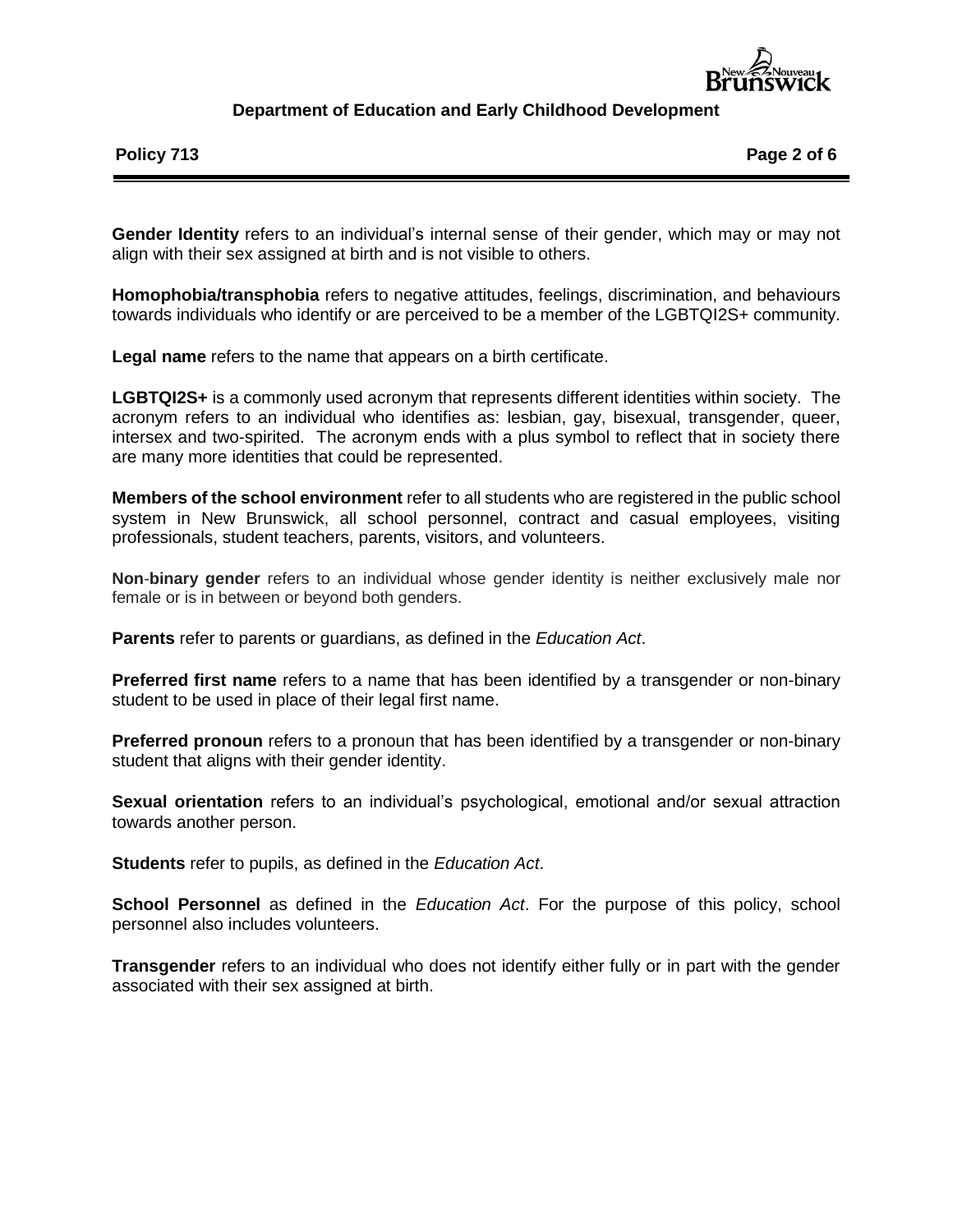**Gender Identity** refers to an individual's internal sense of their gender, which may or may not align with their sex assigned at birth and is not visible to others.

**Homophobia/transphobia** refers to negative attitudes, feelings, discrimination, and behaviours towards individuals who identify or are perceived to be a member of the LGBTQI2S+ community.

**Legal name** refers to the name that appears on a birth certificate.

**LGBTQI2S+** is a commonly used acronym that represents different identities within society. The acronym refers to an individual who identifies as: lesbian, gay, bisexual, transgender, queer, intersex and two-spirited. The acronym ends with a plus symbol to reflect that in society there are many more identities that could be represented.

**Members of the school environment** refer to all students who are registered in the public school system in New Brunswick, all school personnel, contract and casual employees, visiting professionals, student teachers, parents, visitors, and volunteers.

**Non-binary gender** refers to an individual whose gender identity is neither exclusively male nor female or is in between or beyond both genders.

**Parents** refer to parents or guardians, as defined in the *Education Act*.

**Preferred first name** refers to a name that has been identified by a transgender or non-binary student to be used in place of their legal first name.

**Preferred pronoun** refers to a pronoun that has been identified by a transgender or non-binary student that aligns with their gender identity.

**Sexual orientation** refers to an individual's psychological, emotional and/or sexual attraction towards another person.

**Students** refer to pupils, as defined in the *Education Act*.

**School Personnel** as defined in the *Education Act*. For the purpose of this policy, school personnel also includes volunteers.

**Transgender** refers to an individual who does not identify either fully or in part with the gender associated with their sex assigned at birth.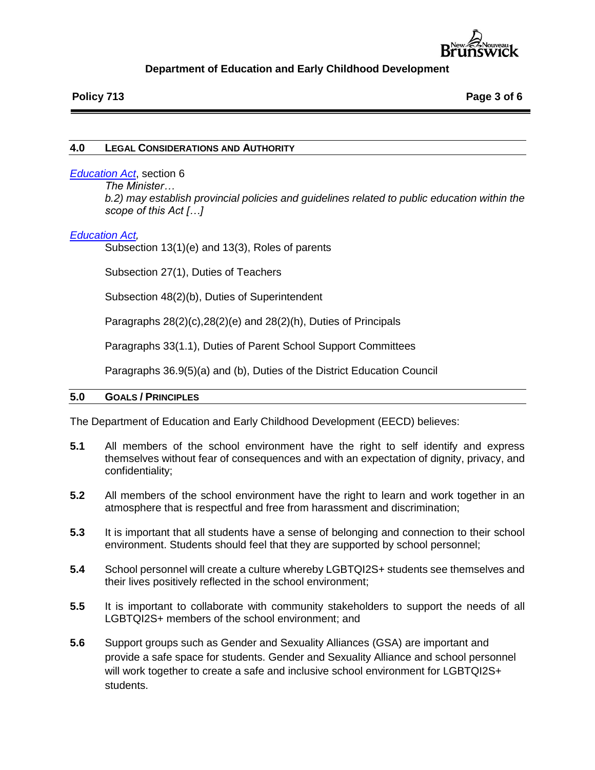## 4.0 LEGAL CONSIDERATIONS AND AUTHORITY

*Education Act*, section 6

> *The Minister…*
>
> *b.2) may establish provincial policies and guidelines related to public education within the scope of this Act […]*

*Education Act,*

> Subsection 13(1)(e) and 13(3), Roles of parents
>
> Subsection 27(1), Duties of Teachers
>
> Subsection 48(2)(b), Duties of Superintendent
>
> Paragraphs 28(2)(c),28(2)(e) and 28(2)(h), Duties of Principals
>
> Paragraphs 33(1.1), Duties of Parent School Support Committees
>
> Paragraphs 36.9(5)(a) and (b), Duties of the District Education Council

## 5.0 GOALS / PRINCIPLES

The Department of Education and Early Childhood Development (EECD) believes:

**5.1** All members of the school environment have the right to self identify and express themselves without fear of consequences and with an expectation of dignity, privacy, and confidentiality;

**5.2** All members of the school environment have the right to learn and work together in an atmosphere that is respectful and free from harassment and discrimination;

**5.3** It is important that all students have a sense of belonging and connection to their school environment. Students should feel that they are supported by school personnel;

**5.4** School personnel will create a culture whereby LGBTQI2S+ students see themselves and their lives positively reflected in the school environment;

**5.5** It is important to collaborate with community stakeholders to support the needs of all LGBTQI2S+ members of the school environment; and

**5.6** Support groups such as Gender and Sexuality Alliances (GSA) are important and provide a safe space for students. Gender and Sexuality Alliance and school personnel will work together to create a safe and inclusive school environment for LGBTQI2S+ students.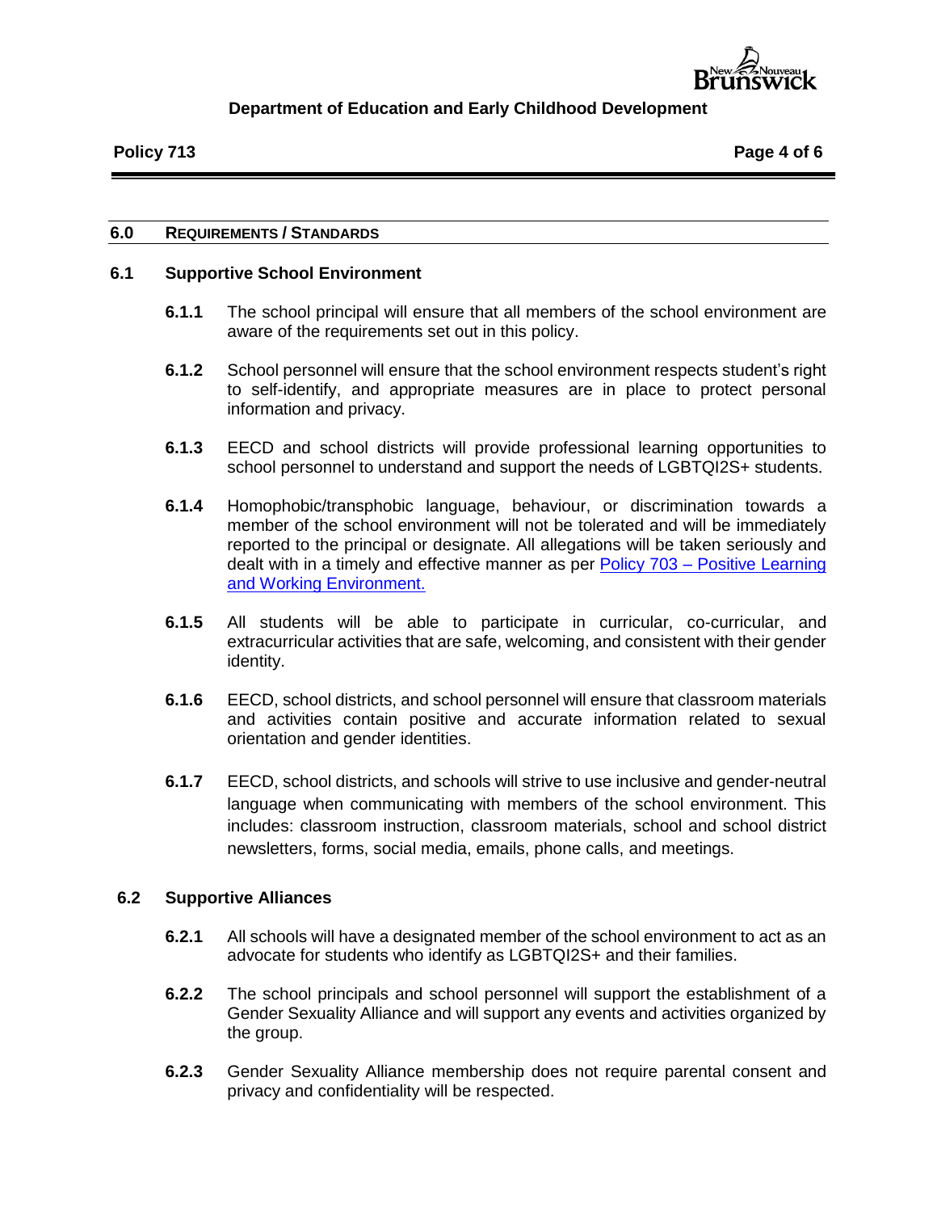## 6.0 REQUIREMENTS / STANDARDS

### 6.1 Supportive School Environment

**6.1.1** The school principal will ensure that all members of the school environment are aware of the requirements set out in this policy.

**6.1.2** School personnel will ensure that the school environment respects student's right to self-identify, and appropriate measures are in place to protect personal information and privacy.

**6.1.3** EECD and school districts will provide professional learning opportunities to school personnel to understand and support the needs of LGBTQI2S+ students.

**6.1.4** Homophobic/transphobic language, behaviour, or discrimination towards a member of the school environment will not be tolerated and will be immediately reported to the principal or designate. All allegations will be taken seriously and dealt with in a timely and effective manner as per [Policy 703 – Positive Learning and Working Environment.]()

**6.1.5** All students will be able to participate in curricular, co-curricular, and extracurricular activities that are safe, welcoming, and consistent with their gender identity.

**6.1.6** EECD, school districts, and school personnel will ensure that classroom materials and activities contain positive and accurate information related to sexual orientation and gender identities.

**6.1.7** EECD, school districts, and schools will strive to use inclusive and gender-neutral language when communicating with members of the school environment. This includes: classroom instruction, classroom materials, school and school district newsletters, forms, social media, emails, phone calls, and meetings.

### 6.2 Supportive Alliances

**6.2.1** All schools will have a designated member of the school environment to act as an advocate for students who identify as LGBTQI2S+ and their families.

**6.2.2** The school principals and school personnel will support the establishment of a Gender Sexuality Alliance and will support any events and activities organized by the group.

**6.2.3** Gender Sexuality Alliance membership does not require parental consent and privacy and confidentiality will be respected.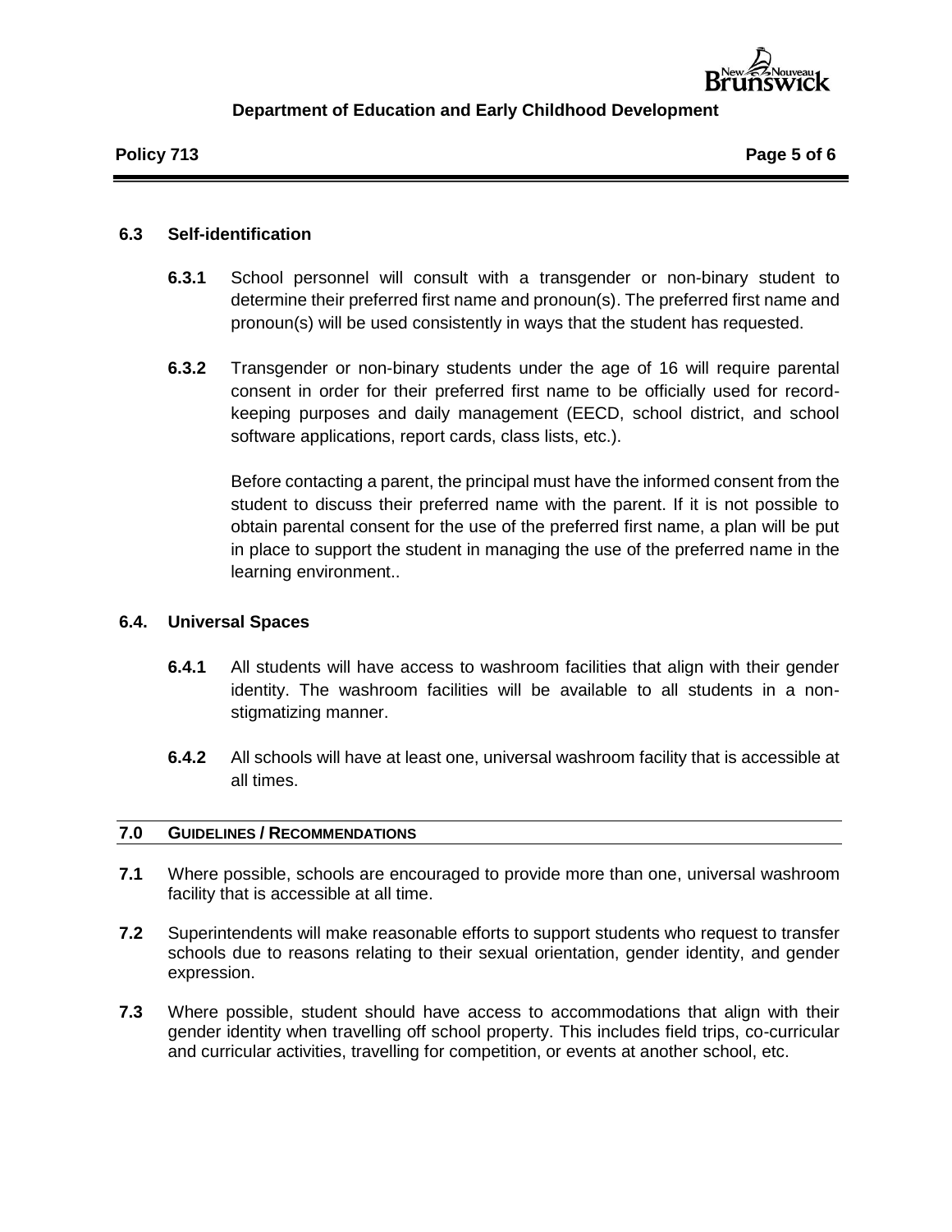### 6.3 Self-identification

**6.3.1** School personnel will consult with a transgender or non-binary student to determine their preferred first name and pronoun(s). The preferred first name and pronoun(s) will be used consistently in ways that the student has requested.

**6.3.2** Transgender or non-binary students under the age of 16 will require parental consent in order for their preferred first name to be officially used for record-keeping purposes and daily management (EECD, school district, and school software applications, report cards, class lists, etc.).

Before contacting a parent, the principal must have the informed consent from the student to discuss their preferred name with the parent. If it is not possible to obtain parental consent for the use of the preferred first name, a plan will be put in place to support the student in managing the use of the preferred name in the learning environment..

### 6.4. Universal Spaces

**6.4.1** All students will have access to washroom facilities that align with their gender identity. The washroom facilities will be available to all students in a non-stigmatizing manner.

**6.4.2** All schools will have at least one, universal washroom facility that is accessible at all times.

## 7.0 GUIDELINES / RECOMMENDATIONS

**7.1** Where possible, schools are encouraged to provide more than one, universal washroom facility that is accessible at all time.

**7.2** Superintendents will make reasonable efforts to support students who request to transfer schools due to reasons relating to their sexual orientation, gender identity, and gender expression.

**7.3** Where possible, student should have access to accommodations that align with their gender identity when travelling off school property. This includes field trips, co-curricular and curricular activities, travelling for competition, or events at another school, etc.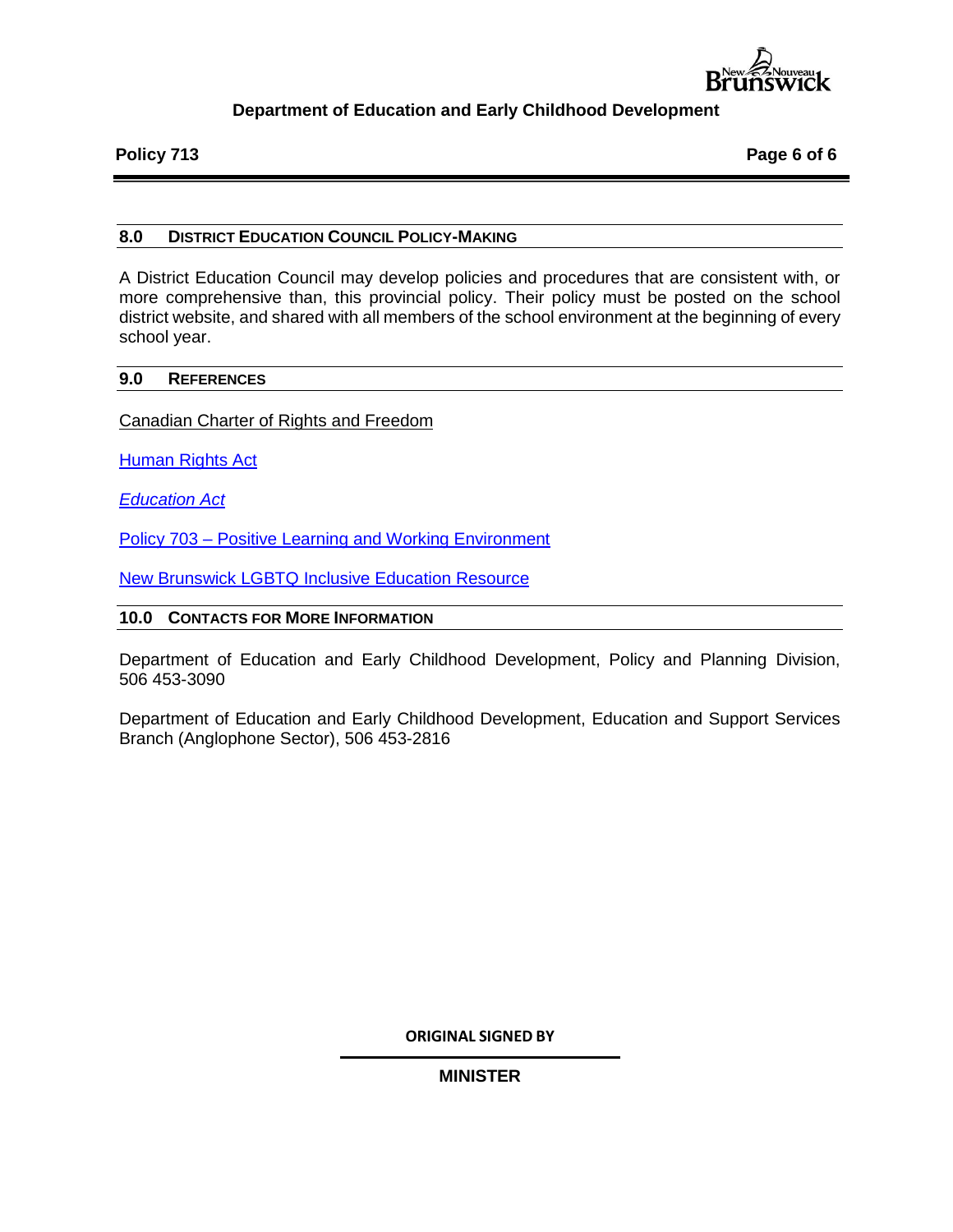## 8.0 DISTRICT EDUCATION COUNCIL POLICY-MAKING

A District Education Council may develop policies and procedures that are consistent with, or more comprehensive than, this provincial policy. Their policy must be posted on the school district website, and shared with all members of the school environment at the beginning of every school year.

## 9.0 REFERENCES

Canadian Charter of Rights and Freedom

Human Rights Act

*Education Act*

Policy 703 – Positive Learning and Working Environment

New Brunswick LGBTQ Inclusive Education Resource

## 10.0 CONTACTS FOR MORE INFORMATION

Department of Education and Early Childhood Development, Policy and Planning Division, 506 453-3090

Department of Education and Early Childhood Development, Education and Support Services Branch (Anglophone Sector), 506 453-2816

**ORIGINAL SIGNED BY**

**MINISTER**